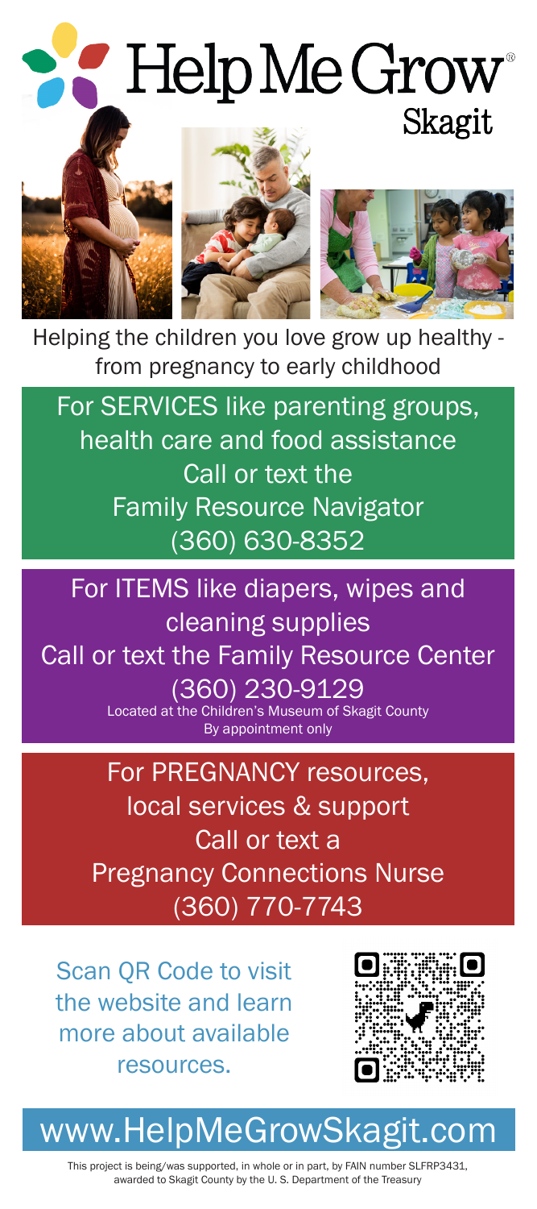# Help Me Grow®

## Skagit

Helping the children you love grow up healthy - from pregnancy to early childhood

For SERVICES like parenting groups, health care and food assistance
Call or text the
Family Resource Navigator
(360) 630-8352

For ITEMS like diapers, wipes and cleaning supplies
Call or text the Family Resource Center
(360) 230-9129
Located at the Children's Museum of Skagit County
By appointment only

For PREGNANCY resources, local services & support
Call or text a
Pregnancy Connections Nurse
(360) 770-7743

Scan QR Code to visit the website and learn more about available resources.

## www.HelpMeGrowSkagit.com

This project is being/was supported, in whole or in part, by FAIN number SLFRP3431, awarded to Skagit County by the U. S. Department of the Treasury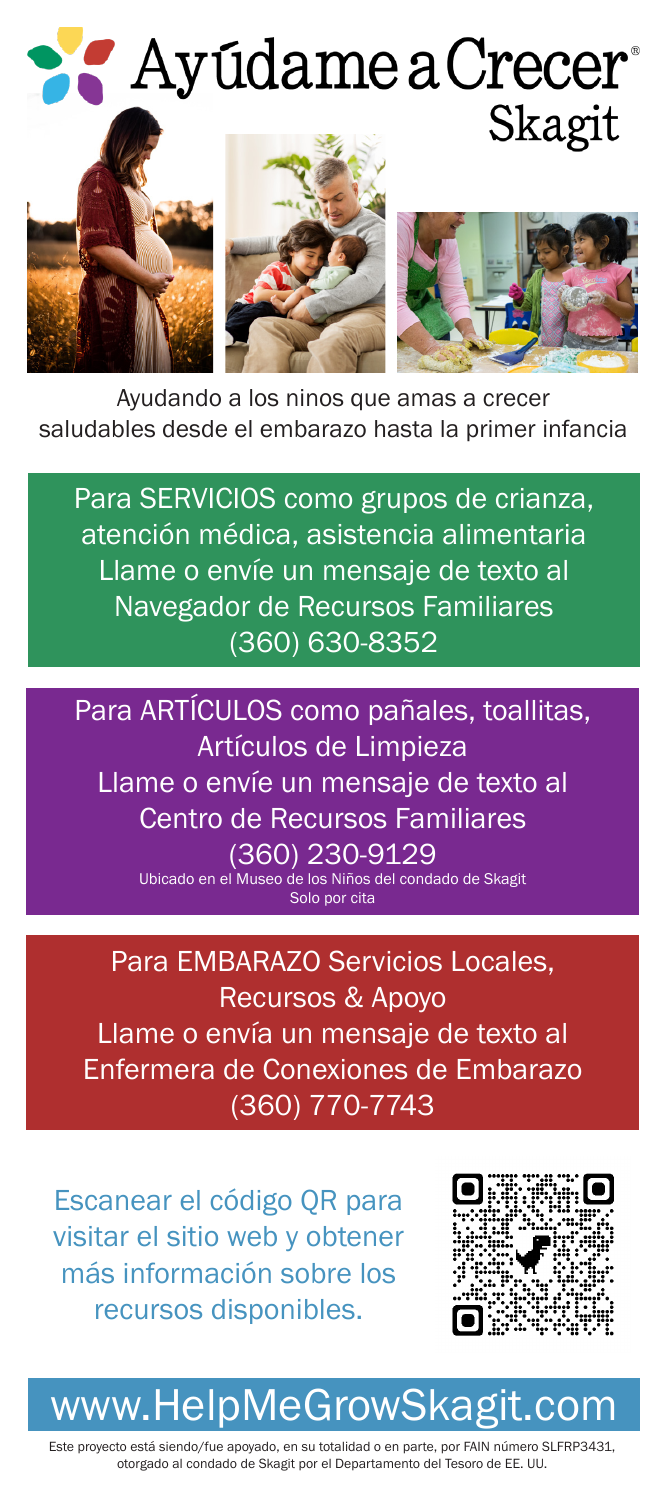# Ayúdame a Crecer®

## Skagit

Ayudando a los ninos que amas a crecer saludables desde el embarazo hasta la primer infancia

Para SERVICIOS como grupos de crianza, atención médica, asistencia alimentaria
Llame o envíe un mensaje de texto al
Navegador de Recursos Familiares
(360) 630-8352

Para ARTÍCULOS como pañales, toallitas, Artículos de Limpieza
Llame o envíe un mensaje de texto al
Centro de Recursos Familiares
(360) 230-9129
Ubicado en el Museo de los Niños del condado de Skagit
Solo por cita

Para EMBARAZO Servicios Locales, Recursos & Apoyo
Llame o envía un mensaje de texto al
Enfermera de Conexiones de Embarazo
(360) 770-7743

Escanear el código QR para visitar el sitio web y obtener más información sobre los recursos disponibles.

## www.HelpMeGrowSkagit.com

Este proyecto está siendo/fue apoyado, en su totalidad o en parte, por FAIN número SLFRP3431, otorgado al condado de Skagit por el Departamento del Tesoro de EE. UU.